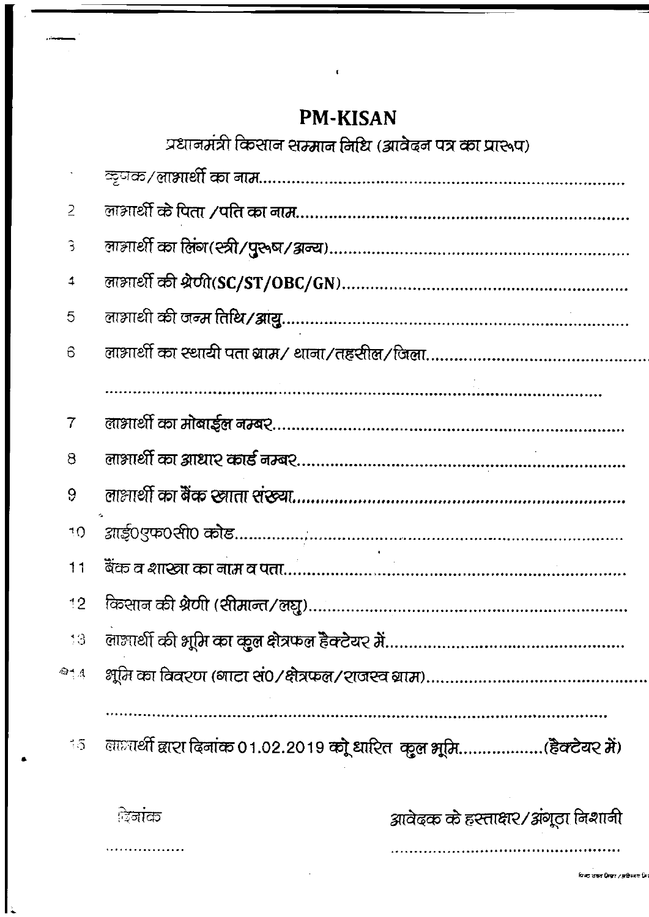# PM-KISAN

## प्रधानमंत्री किसान सम्मान निधि (आवेदन पत्र का प्रारूप)

1. कृषक/लाभार्थी का नाम.........................................................................................
2. लाभार्थी के पिता /पति का नाम...................................................................................
3. लाभार्थी का लिंग(स्त्री/पुरूष/अन्य)..............................................................................
4. लाभार्थी की श्रेणी(SC/ST/OBC/GN)..........................................................................
5. लाभाथी की जन्म तिथि/आयु......................................................................................
6. लाभार्थी का स्थायी पता ग्राम/ थाना/तहसील/जिला.............................................................
   ...................................................................................................................
7. लाभार्थी का मोबाईल नम्बर.......................................................................................
8. लाभार्थी का आधार कार्ड नम्बर...................................................................................
9. लाभार्थी का बैंक खाता संख्या.....................................................................................
10. आई0एफ0सी0 कोड...............................................................................................
11. बैंक व शाखा का नाम व पता......................................................................................
12. किसान की श्रेणी (सीमान्त/लघु)..................................................................................
13. लाभार्थी की भूमि का कुल क्षेत्रफल हैक्टेयर में.................................................................
14. भूमि का विवरण (गाटा सं0/क्षेत्रफल/राजस्व ग्राम)............................................................
    ...................................................................................................................
15. लाभार्थी द्वारा दिनांक 01.02.2019 को धारित कुल भूमि..................(हैक्टेयर में)

दिनांक

..................

आवेदक के हस्ताक्षर/अंगूठा निशानी

..................................................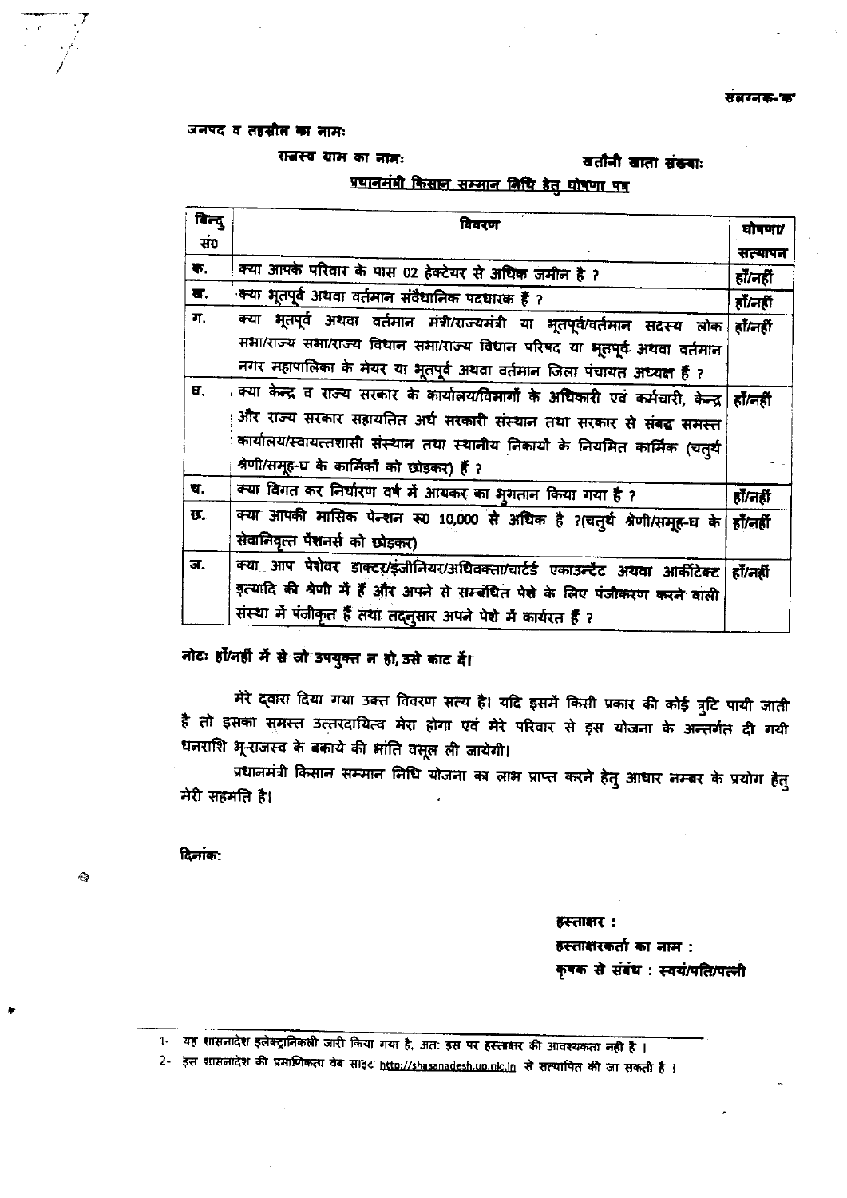संलग्नक-'क'

जनपद व तहसील का नामः

राजस्व ग्राम का नामः खतौनी खाता संख्याः

## प्रधानमंत्री किसान सम्मान निधि हेतु घोषणा पत्र

| बिन्दु सं0 | विवरण | घोषणा/ सत्यापन |
|---|---|---|
| क. | क्या आपके परिवार के पास 02 हेक्टेयर से अधिक जमीन है ? | हाँ/नहीं |
| ख. | क्या भूतपूर्व अथवा वर्तमान संवैधानिक पदधारक हैं ? | हाँ/नहीं |
| ग. | क्या भूतपूर्व अथवा वर्तमान मंत्री/राज्यमंत्री या भूतपूर्व/वर्तमान सदस्य लोक सभा/राज्य सभा/राज्य विधान सभा/राज्य विधान परिषद या भूतपूर्व अथवा वर्तमान नगर महापालिका के मेयर या भूतपूर्व अथवा वर्तमान जिला पंचायत अध्यक्ष हैं ? | हाँ/नहीं |
| घ. | क्या केन्द्र व राज्य सरकार के कार्यालय/विभागों के अधिकारी एवं कर्मचारी, केन्द्र और राज्य सरकार सहायतित अर्ध सरकारी संस्थान तथा सरकार से संबद्ध समस्त कार्यालय/स्वायत्तशासी संस्थान तथा स्थानीय निकायों के नियमित कार्मिक (चतुर्थ श्रेणी/समूह-घ के कार्मिकों को छोड़कर) हैं ? | हाँ/नहीं |
| च. | क्या विगत कर निर्धारण वर्ष में आयकर का भुगतान किया गया है ? | हाँ/नहीं |
| छ. | क्या आपकी मासिक पेन्शन रू0 10,000 से अधिक है ?(चतुर्थ श्रेणी/समूह-घ के सेवानिवृत्त पेंशनर्स को छोड़कर) | हाँ/नहीं |
| ज. | क्या आप पेशेवर डाक्टर/इंजीनियर/अधिवक्ता/चार्टर्ड एकाउन्टेंट अथवा आर्कीटेक्ट इत्यादि की श्रेणी में हैं और अपने से सम्बंधित पेशे के लिए पंजीकरण करने वाली संस्था में पंजीकृत हैं तथा तद्नुसार अपने पेशे में कार्यरत हैं ? | हाँ/नहीं |

**नोटः हाँ/नहीं में से जो उपयुक्त न हो, उसे काट दें।**

मेरे द्वारा दिया गया उक्त विवरण सत्य है। यदि इसमें किसी प्रकार की कोई त्रुटि पायी जाती है तो इसका समस्त उत्तरदायित्व मेरा होगा एवं मेरे परिवार से इस योजना के अन्तर्गत दी गयी धनराशि भू-राजस्व के बकाये की भांति वसूल ली जायेगी।

प्रधानमंत्री किसान सम्मान निधि योजना का लाभ प्राप्त करने हेतु आधार नम्बर के प्रयोग हेतु मेरी सहमति है।

**दिनांकः**

**हस्ताक्षर :**

**हस्ताक्षरकर्ता का नाम :**

**कृषक से संबंध : स्वयं/पति/पत्नी**

1- यह शासनादेश इलेक्ट्रानिकली जारी किया गया है, अतः इस पर हस्ताक्षर की आवश्यकता नहीं है ।

2- इस शासनादेश की प्रमाणिकता वेब साइट http://shasanadesh.up.nic.in से सत्यापित की जा सकती है ।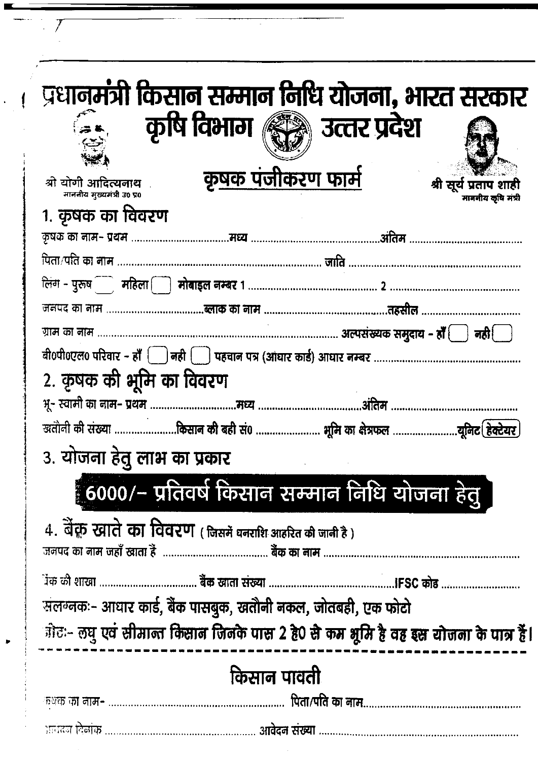# प्रधानमंत्री किसान सम्मान निधि योजना, भारत सरकार

## कृषि विभाग उत्तर प्रदेश

श्री योगी आदित्यनाथ
माननीय मुख्यमंत्री उ0 प्र0

## कृषक पंजीकरण फार्म

श्री सूर्य प्रताप शाही
माननीय कृषि मंत्री

### 1. कृषक का विवरण

कृषक का नाम- प्रथम .................................मध्य ...............................................अंतिम ..............................

पिता/पति का नाम .................................................................................. जाति ..................................................

लिंग - पुरुष ☐ महिला ☐ मोबाइल नम्बर 1 ................................................ 2 ..................................................

जनपद का नाम ..................................ब्लाक का नाम .............................................तहसील ................................

ग्राम का नाम ............................................................................................... अल्पसंख्यक समुदाय - हाँ ☐ नही ☐

बी0पी0एल0 परिवार - हाँ ☐ नही ☐ पहचान पत्र (आधार कार्ड) आधार नम्बर ..................................................

### 2. कृषक की भूमि का विवरण

भू- स्वामी का नाम- प्रथम ...............................मध्य ...................................अंतिम ............................................

खतौनी की संख्या .......................किसान की बही सं0 ........................ भूमि का क्षेत्रफल .......................यूनिट हेक्टेयर

### 3. योजना हेतु लाभ का प्रकार

**6000/- प्रतिवर्ष किसान सम्मान निधि योजना हेतु**

### 4. बैंक खाते का विवरण (जिसमें धनराशि आहरित की जानी है)

जनपद का नाम जहाँ खाता है ........................................ बैंक का नाम ...........................................................

बैंक की शाखा .................................... बैंक खाता संख्या ...................................................IFSC कोड ...........................

संलग्नक:- आधार कार्ड, बैंक पासबुक, खतौनी नकल, जोतबही, एक फोटो

नोट:- लघु एवं सीमान्त किसान जिनके पास 2 हे0 से कम भूमि है वह इस योजना के पात्र हैं।

---

## किसान पावती

कृषक का नाम- ...................................................................... पिता/पति का नाम.................................................

आवेदन दिनांक ................................................................ आवेदन संख्या .....................................................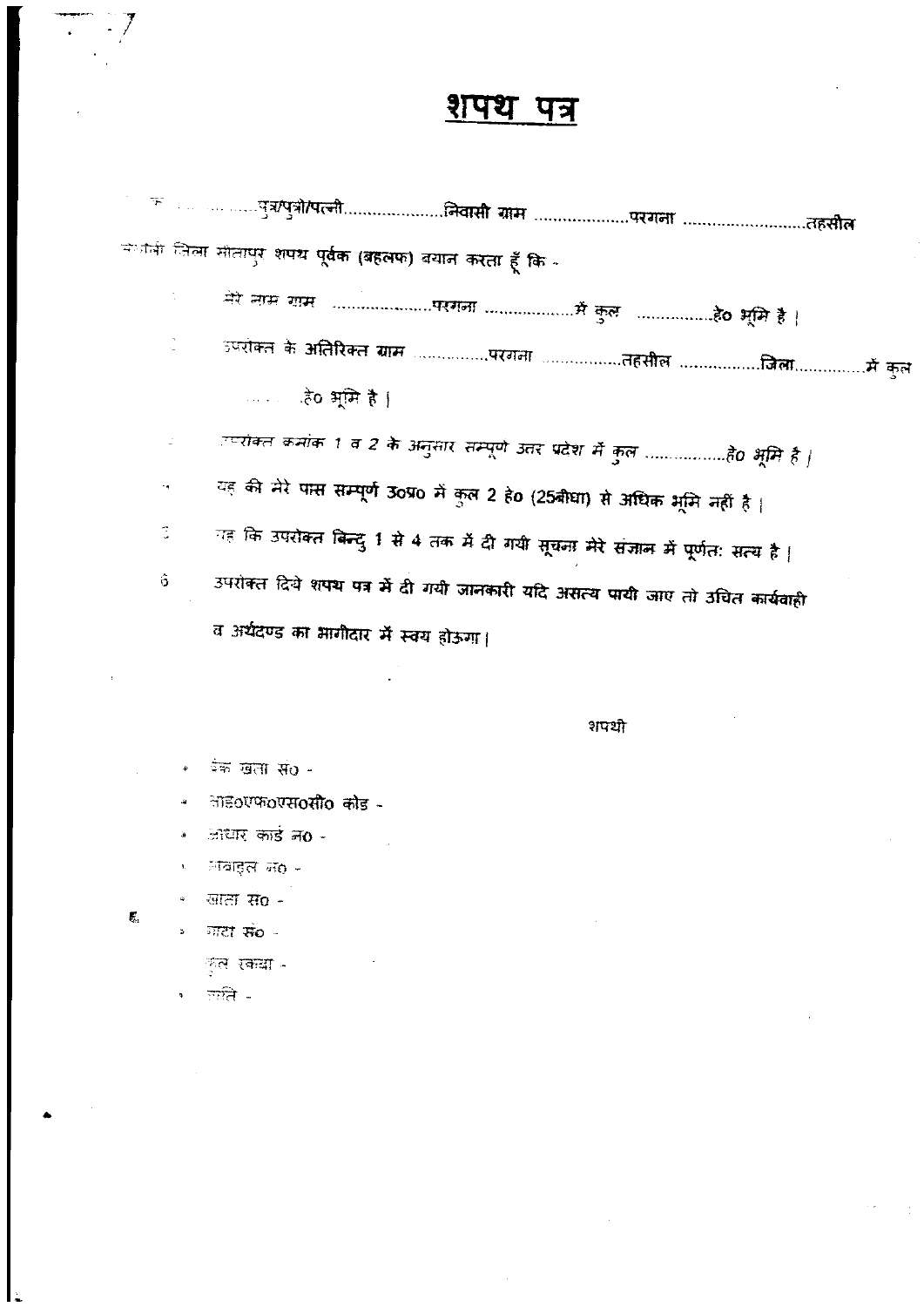# शपथ पत्र

मैं ....................पुत्र/पुत्री/पत्नी.....................निवासी ग्राम ....................परगना ...........................तहसील

........ जिला सीतापुर शपथ पूर्वक (बहलफ) बयान करता हूँ कि -

1. मेरे नाम ग्राम ....................परगना ...................में कुल ...............हे० भूमि है।
2. उपरोक्त के अतिरिक्त ग्राम ...............परगना ................तहसील ................जिला..............में कुल ..........हे० भूमि है।
3. उपरोक्त क्रमांक 1 व 2 के अनुसार सम्पूर्ण उत्तर प्रदेश में कुल ................हे० भूमि है।
4. यह की मेरे पास सम्पूर्ण उ०प्र० में कुल 2 हे० (25बीघा) से अधिक भूमि नहीं है।
5. यह कि उपरोक्त बिन्दु 1 से 4 तक में दी गयी सूचना मेरे संज्ञान में पूर्णतः सत्य है।
6. उपरोक्त दिये शपथ पत्र में दी गयी जानकारी यदि असत्य पायी जाए तो उचित कार्यवाही व अर्थदण्ड का भागीदार मैं स्वयं होऊंगा।

शपथी

- बैंक खाता सं० -
- आई०एफ०एस०सी० कोड -
- आधार कार्ड न० -
- मोबाइल न० -
- खाता सं० -
- गाटा सं० -
  कुल रकबा -
- जाति -